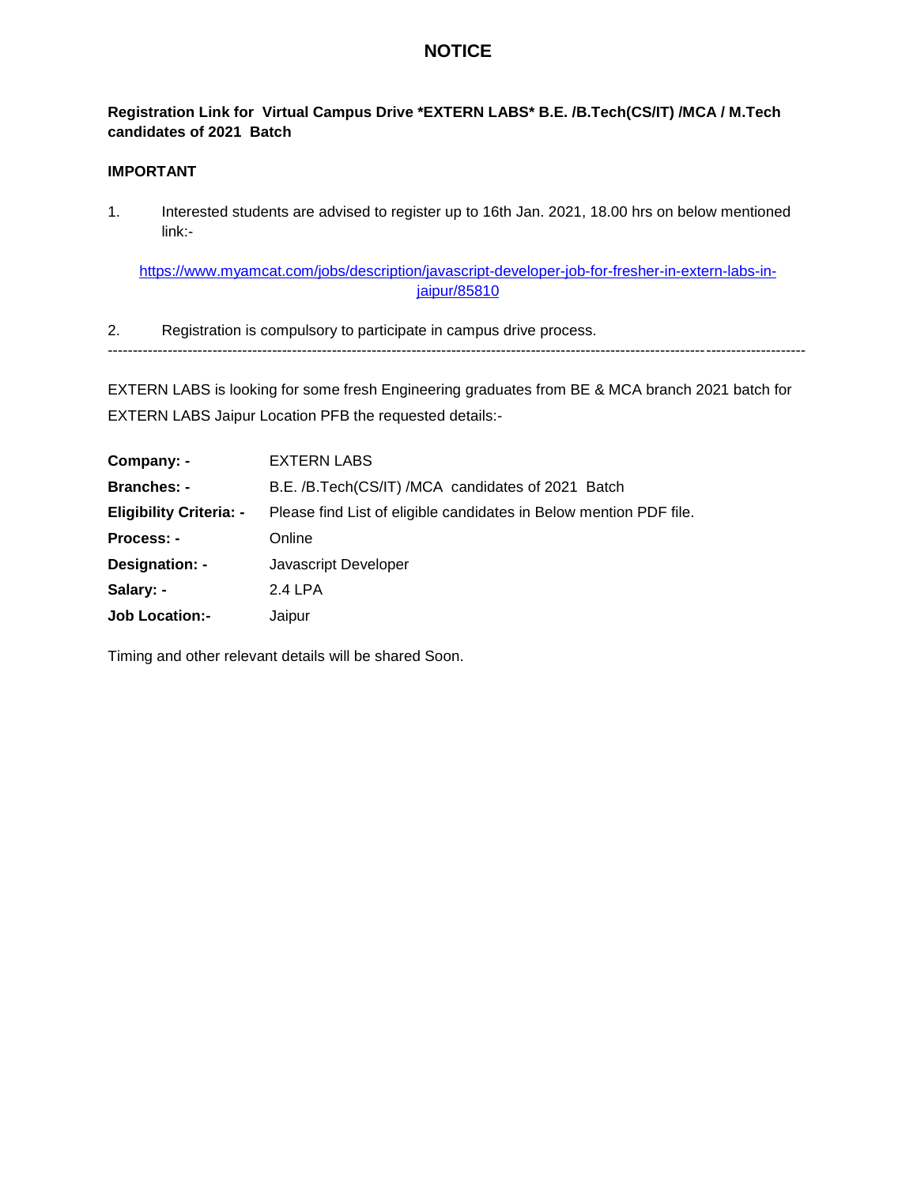# NOTICE

**Registration Link for Virtual Campus Drive *EXTERN LABS* B.E. /B.Tech(CS/IT) /MCA / M.Tech candidates of 2021 Batch**

**IMPORTANT**

1. Interested students are advised to register up to 16th Jan. 2021, 18.00 hrs on below mentioned link:-

   https://www.myamcat.com/jobs/description/javascript-developer-job-for-fresher-in-extern-labs-in-jaipur/85810

2. Registration is compulsory to participate in campus drive process.

---

EXTERN LABS is looking for some fresh Engineering graduates from BE & MCA branch 2021 batch for EXTERN LABS Jaipur Location PFB the requested details:-

| | |
|---|---|
| **Company: -** | EXTERN LABS |
| **Branches: -** | B.E. /B.Tech(CS/IT) /MCA candidates of 2021 Batch |
| **Eligibility Criteria: -** | Please find List of eligible candidates in Below mention PDF file. |
| **Process: -** | Online |
| **Designation: -** | Javascript Developer |
| **Salary: -** | 2.4 LPA |
| **Job Location:-** | Jaipur |

Timing and other relevant details will be shared Soon.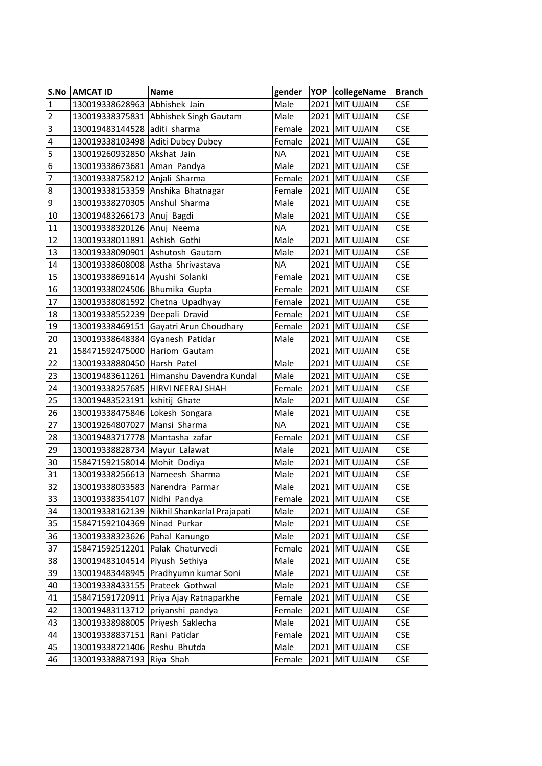| S.No | AMCAT ID | Name | gender | YOP | collegeName | Branch |
|---|---|---|---|---|---|---|
| 1 | 130019338628963 | Abhishek Jain | Male | 2021 | MIT UJJAIN | CSE |
| 2 | 130019338375831 | Abhishek Singh Gautam | Male | 2021 | MIT UJJAIN | CSE |
| 3 | 130019483144528 | aditi sharma | Female | 2021 | MIT UJJAIN | CSE |
| 4 | 130019338103498 | Aditi Dubey Dubey | Female | 2021 | MIT UJJAIN | CSE |
| 5 | 130019260932850 | Akshat Jain | NA | 2021 | MIT UJJAIN | CSE |
| 6 | 130019338673681 | Aman Pandya | Male | 2021 | MIT UJJAIN | CSE |
| 7 | 130019338758212 | Anjali Sharma | Female | 2021 | MIT UJJAIN | CSE |
| 8 | 130019338153359 | Anshika Bhatnagar | Female | 2021 | MIT UJJAIN | CSE |
| 9 | 130019338270305 | Anshul Sharma | Male | 2021 | MIT UJJAIN | CSE |
| 10 | 130019483266173 | Anuj Bagdi | Male | 2021 | MIT UJJAIN | CSE |
| 11 | 130019338320126 | Anuj Neema | NA | 2021 | MIT UJJAIN | CSE |
| 12 | 130019338011891 | Ashish Gothi | Male | 2021 | MIT UJJAIN | CSE |
| 13 | 130019338090901 | Ashutosh Gautam | Male | 2021 | MIT UJJAIN | CSE |
| 14 | 130019338608008 | Astha Shrivastava | NA | 2021 | MIT UJJAIN | CSE |
| 15 | 130019338691614 | Ayushi Solanki | Female | 2021 | MIT UJJAIN | CSE |
| 16 | 130019338024506 | Bhumika Gupta | Female | 2021 | MIT UJJAIN | CSE |
| 17 | 130019338081592 | Chetna Upadhyay | Female | 2021 | MIT UJJAIN | CSE |
| 18 | 130019338552239 | Deepali Dravid | Female | 2021 | MIT UJJAIN | CSE |
| 19 | 130019338469151 | Gayatri Arun Choudhary | Female | 2021 | MIT UJJAIN | CSE |
| 20 | 130019338648384 | Gyanesh Patidar | Male | 2021 | MIT UJJAIN | CSE |
| 21 | 158471592475000 | Hariom Gautam | | 2021 | MIT UJJAIN | CSE |
| 22 | 130019338880450 | Harsh Patel | Male | 2021 | MIT UJJAIN | CSE |
| 23 | 130019483611261 | Himanshu Davendra Kundal | Male | 2021 | MIT UJJAIN | CSE |
| 24 | 130019338257685 | HIRVI NEERAJ SHAH | Female | 2021 | MIT UJJAIN | CSE |
| 25 | 130019483523191 | kshitij Ghate | Male | 2021 | MIT UJJAIN | CSE |
| 26 | 130019338475846 | Lokesh Songara | Male | 2021 | MIT UJJAIN | CSE |
| 27 | 130019264807027 | Mansi Sharma | NA | 2021 | MIT UJJAIN | CSE |
| 28 | 130019483717778 | Mantasha zafar | Female | 2021 | MIT UJJAIN | CSE |
| 29 | 130019338828734 | Mayur Lalawat | Male | 2021 | MIT UJJAIN | CSE |
| 30 | 158471592158014 | Mohit Dodiya | Male | 2021 | MIT UJJAIN | CSE |
| 31 | 130019338256613 | Nameesh Sharma | Male | 2021 | MIT UJJAIN | CSE |
| 32 | 130019338033583 | Narendra Parmar | Male | 2021 | MIT UJJAIN | CSE |
| 33 | 130019338354107 | Nidhi Pandya | Female | 2021 | MIT UJJAIN | CSE |
| 34 | 130019338162139 | Nikhil Shankarlal Prajapati | Male | 2021 | MIT UJJAIN | CSE |
| 35 | 158471592104369 | Ninad Purkar | Male | 2021 | MIT UJJAIN | CSE |
| 36 | 130019338323626 | Pahal Kanungo | Male | 2021 | MIT UJJAIN | CSE |
| 37 | 158471592512201 | Palak Chaturvedi | Female | 2021 | MIT UJJAIN | CSE |
| 38 | 130019483104514 | Piyush Sethiya | Male | 2021 | MIT UJJAIN | CSE |
| 39 | 130019483448945 | Pradhyumn kumar Soni | Male | 2021 | MIT UJJAIN | CSE |
| 40 | 130019338433155 | Prateek Gothwal | Male | 2021 | MIT UJJAIN | CSE |
| 41 | 158471591720911 | Priya Ajay Ratnaparkhe | Female | 2021 | MIT UJJAIN | CSE |
| 42 | 130019483113712 | priyanshi pandya | Female | 2021 | MIT UJJAIN | CSE |
| 43 | 130019338988005 | Priyesh Saklecha | Male | 2021 | MIT UJJAIN | CSE |
| 44 | 130019338837151 | Rani Patidar | Female | 2021 | MIT UJJAIN | CSE |
| 45 | 130019338721406 | Reshu Bhutda | Male | 2021 | MIT UJJAIN | CSE |
| 46 | 130019338887193 | Riya Shah | Female | 2021 | MIT UJJAIN | CSE |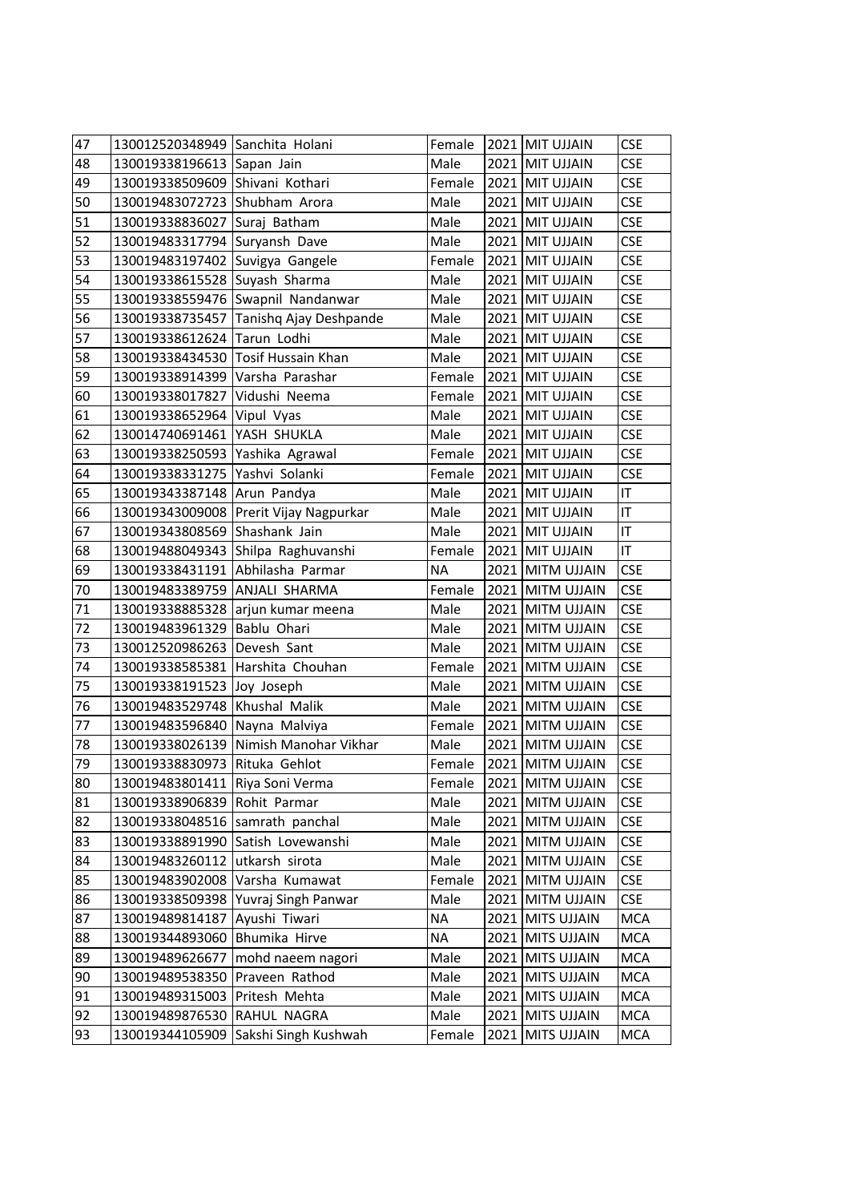| 47 | 130012520348949 | Sanchita Holani | Female | 2021 | MIT UJJAIN | CSE |
|---|---|---|---|---|---|---|
| 48 | 130019338196613 | Sapan Jain | Male | 2021 | MIT UJJAIN | CSE |
| 49 | 130019338509609 | Shivani Kothari | Female | 2021 | MIT UJJAIN | CSE |
| 50 | 130019483072723 | Shubham Arora | Male | 2021 | MIT UJJAIN | CSE |
| 51 | 130019338836027 | Suraj Batham | Male | 2021 | MIT UJJAIN | CSE |
| 52 | 130019483317794 | Suryansh Dave | Male | 2021 | MIT UJJAIN | CSE |
| 53 | 130019483197402 | Suvigya Gangele | Female | 2021 | MIT UJJAIN | CSE |
| 54 | 130019338615528 | Suyash Sharma | Male | 2021 | MIT UJJAIN | CSE |
| 55 | 130019338559476 | Swapnil Nandanwar | Male | 2021 | MIT UJJAIN | CSE |
| 56 | 130019338735457 | Tanishq Ajay Deshpande | Male | 2021 | MIT UJJAIN | CSE |
| 57 | 130019338612624 | Tarun Lodhi | Male | 2021 | MIT UJJAIN | CSE |
| 58 | 130019338434530 | Tosif Hussain Khan | Male | 2021 | MIT UJJAIN | CSE |
| 59 | 130019338914399 | Varsha Parashar | Female | 2021 | MIT UJJAIN | CSE |
| 60 | 130019338017827 | Vidushi Neema | Female | 2021 | MIT UJJAIN | CSE |
| 61 | 130019338652964 | Vipul Vyas | Male | 2021 | MIT UJJAIN | CSE |
| 62 | 130014740691461 | YASH SHUKLA | Male | 2021 | MIT UJJAIN | CSE |
| 63 | 130019338250593 | Yashika Agrawal | Female | 2021 | MIT UJJAIN | CSE |
| 64 | 130019338331275 | Yashvi Solanki | Female | 2021 | MIT UJJAIN | CSE |
| 65 | 130019343387148 | Arun Pandya | Male | 2021 | MIT UJJAIN | IT |
| 66 | 130019343009008 | Prerit Vijay Nagpurkar | Male | 2021 | MIT UJJAIN | IT |
| 67 | 130019343808569 | Shashank Jain | Male | 2021 | MIT UJJAIN | IT |
| 68 | 130019488049343 | Shilpa Raghuvanshi | Female | 2021 | MIT UJJAIN | IT |
| 69 | 130019338431191 | Abhilasha Parmar | NA | 2021 | MITM UJJAIN | CSE |
| 70 | 130019483389759 | ANJALI SHARMA | Female | 2021 | MITM UJJAIN | CSE |
| 71 | 130019338885328 | arjun kumar meena | Male | 2021 | MITM UJJAIN | CSE |
| 72 | 130019483961329 | Bablu Ohari | Male | 2021 | MITM UJJAIN | CSE |
| 73 | 130012520986263 | Devesh Sant | Male | 2021 | MITM UJJAIN | CSE |
| 74 | 130019338585381 | Harshita Chouhan | Female | 2021 | MITM UJJAIN | CSE |
| 75 | 130019338191523 | Joy Joseph | Male | 2021 | MITM UJJAIN | CSE |
| 76 | 130019483529748 | Khushal Malik | Male | 2021 | MITM UJJAIN | CSE |
| 77 | 130019483596840 | Nayna Malviya | Female | 2021 | MITM UJJAIN | CSE |
| 78 | 130019338026139 | Nimish Manohar Vikhar | Male | 2021 | MITM UJJAIN | CSE |
| 79 | 130019338830973 | Rituka Gehlot | Female | 2021 | MITM UJJAIN | CSE |
| 80 | 130019483801411 | Riya Soni Verma | Female | 2021 | MITM UJJAIN | CSE |
| 81 | 130019338906839 | Rohit Parmar | Male | 2021 | MITM UJJAIN | CSE |
| 82 | 130019338048516 | samrath panchal | Male | 2021 | MITM UJJAIN | CSE |
| 83 | 130019338891990 | Satish Lovewanshi | Male | 2021 | MITM UJJAIN | CSE |
| 84 | 130019483260112 | utkarsh sirota | Male | 2021 | MITM UJJAIN | CSE |
| 85 | 130019483902008 | Varsha Kumawat | Female | 2021 | MITM UJJAIN | CSE |
| 86 | 130019338509398 | Yuvraj Singh Panwar | Male | 2021 | MITM UJJAIN | CSE |
| 87 | 130019489814187 | Ayushi Tiwari | NA | 2021 | MITS UJJAIN | MCA |
| 88 | 130019344893060 | Bhumika Hirve | NA | 2021 | MITS UJJAIN | MCA |
| 89 | 130019489626677 | mohd naeem nagori | Male | 2021 | MITS UJJAIN | MCA |
| 90 | 130019489538350 | Praveen Rathod | Male | 2021 | MITS UJJAIN | MCA |
| 91 | 130019489315003 | Pritesh Mehta | Male | 2021 | MITS UJJAIN | MCA |
| 92 | 130019489876530 | RAHUL NAGRA | Male | 2021 | MITS UJJAIN | MCA |
| 93 | 130019344105909 | Sakshi Singh Kushwah | Female | 2021 | MITS UJJAIN | MCA |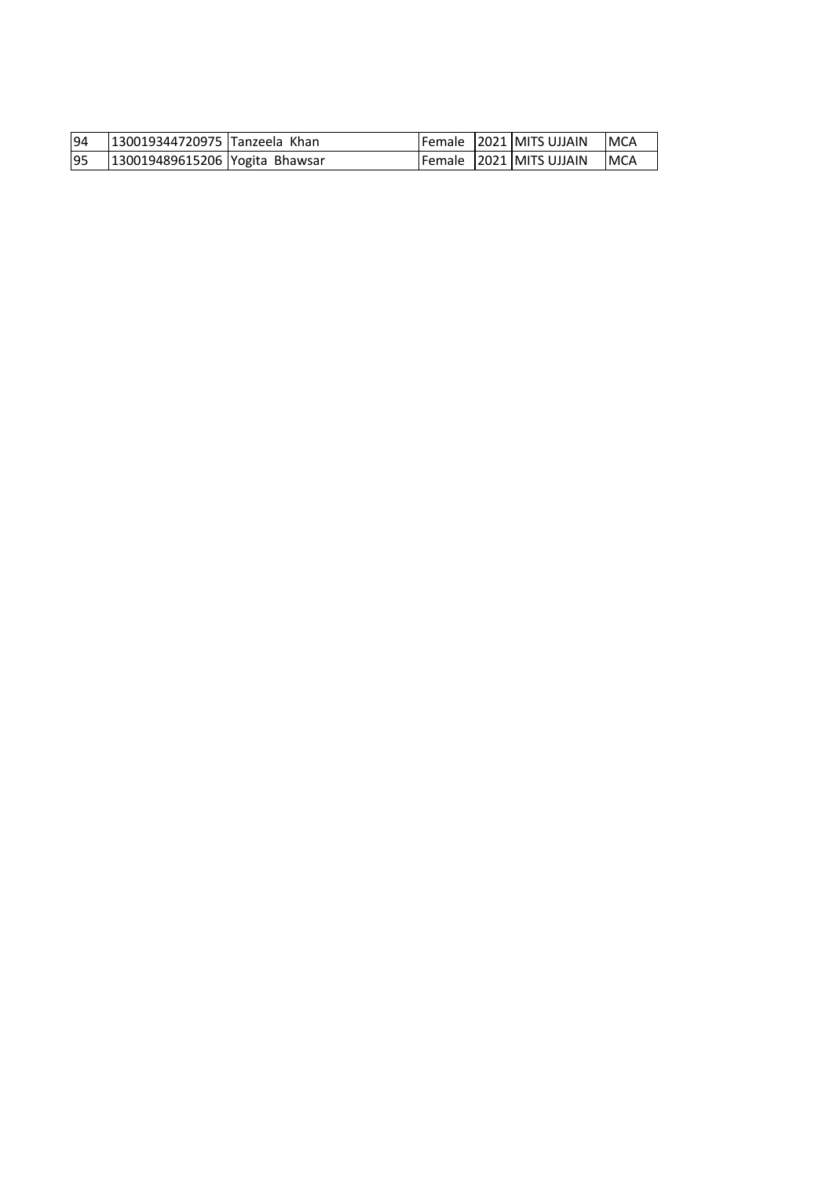| | | | | | | |
|---|---|---|---|---|---|---|
| 94 | 130019344720975 | Tanzeela Khan | Female | 2021 | MITS UJJAIN | MCA |
| 95 | 130019489615206 | Yogita Bhawsar | Female | 2021 | MITS UJJAIN | MCA |